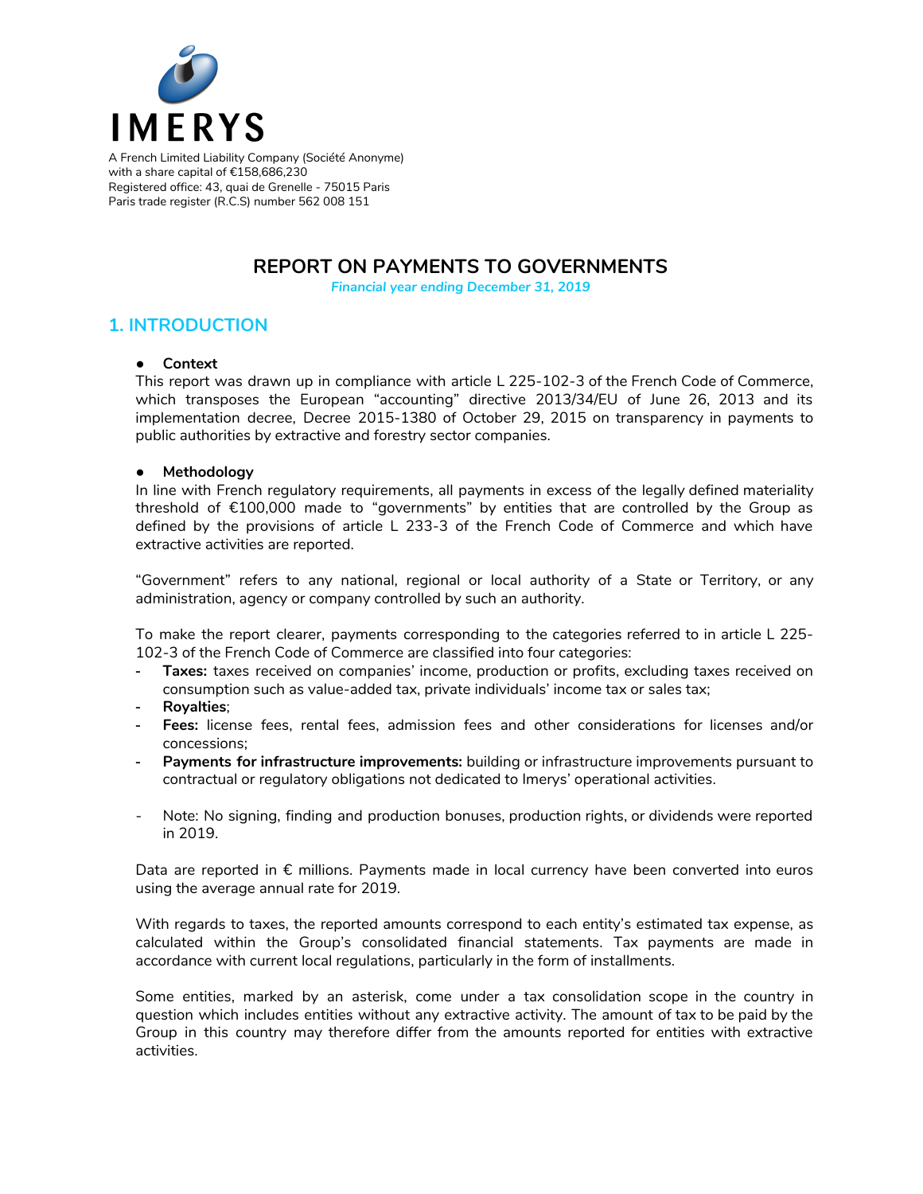IMERYS

A French Limited Liability Company (Société Anonyme)
with a share capital of €158,686,230
Registered office: 43, quai de Grenelle - 75015 Paris
Paris trade register (R.C.S) number 562 008 151

# REPORT ON PAYMENTS TO GOVERNMENTS

*Financial year ending December 31, 2019*

## 1. INTRODUCTION

- **Context**

This report was drawn up in compliance with article L 225-102-3 of the French Code of Commerce, which transposes the European "accounting" directive 2013/34/EU of June 26, 2013 and its implementation decree, Decree 2015-1380 of October 29, 2015 on transparency in payments to public authorities by extractive and forestry sector companies.

- **Methodology**

In line with French regulatory requirements, all payments in excess of the legally defined materiality threshold of €100,000 made to "governments" by entities that are controlled by the Group as defined by the provisions of article L 233-3 of the French Code of Commerce and which have extractive activities are reported.

"Government" refers to any national, regional or local authority of a State or Territory, or any administration, agency or company controlled by such an authority.

To make the report clearer, payments corresponding to the categories referred to in article L 225-102-3 of the French Code of Commerce are classified into four categories:

- **Taxes:** taxes received on companies' income, production or profits, excluding taxes received on consumption such as value-added tax, private individuals' income tax or sales tax;
- **Royalties**;
- **Fees:** license fees, rental fees, admission fees and other considerations for licenses and/or concessions;
- **Payments for infrastructure improvements:** building or infrastructure improvements pursuant to contractual or regulatory obligations not dedicated to Imerys' operational activities.

- Note: No signing, finding and production bonuses, production rights, or dividends were reported in 2019.

Data are reported in € millions. Payments made in local currency have been converted into euros using the average annual rate for 2019.

With regards to taxes, the reported amounts correspond to each entity's estimated tax expense, as calculated within the Group's consolidated financial statements. Tax payments are made in accordance with current local regulations, particularly in the form of installments.

Some entities, marked by an asterisk, come under a tax consolidation scope in the country in question which includes entities without any extractive activity. The amount of tax to be paid by the Group in this country may therefore differ from the amounts reported for entities with extractive activities.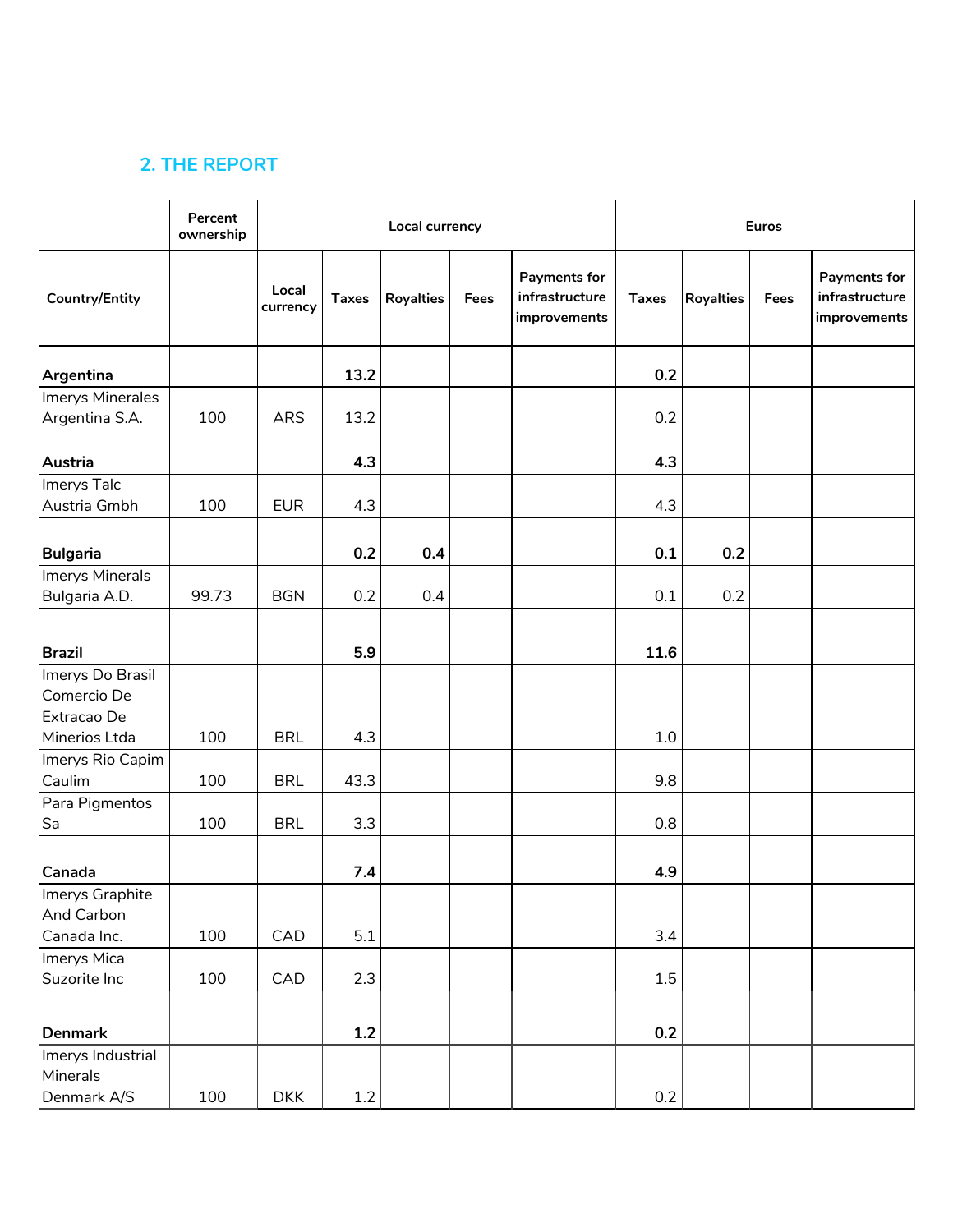## 2. THE REPORT

| | Percent ownership | Local currency | | | | | Euros | | | |
|---|---|---|---|---|---|---|---|---|---|---|
| Country/Entity | | Local currency | Taxes | Royalties | Fees | Payments for infrastructure improvements | Taxes | Royalties | Fees | Payments for infrastructure improvements |
| **Argentina** | | | **13.2** | | | | **0.2** | | | |
| Imerys Minerales Argentina S.A. | 100 | ARS | 13.2 | | | | 0.2 | | | |
| **Austria** | | | **4.3** | | | | **4.3** | | | |
| Imerys Talc Austria Gmbh | 100 | EUR | 4.3 | | | | 4.3 | | | |
| **Bulgaria** | | | **0.2** | **0.4** | | | **0.1** | **0.2** | | |
| Imerys Minerals Bulgaria A.D. | 99.73 | BGN | 0.2 | 0.4 | | | 0.1 | 0.2 | | |
| **Brazil** | | | **5.9** | | | | **11.6** | | | |
| Imerys Do Brasil Comercio De Extracao De Minerios Ltda | 100 | BRL | 4.3 | | | | 1.0 | | | |
| Imerys Rio Capim Caulim | 100 | BRL | 43.3 | | | | 9.8 | | | |
| Para Pigmentos Sa | 100 | BRL | 3.3 | | | | 0.8 | | | |
| **Canada** | | | **7.4** | | | | **4.9** | | | |
| Imerys Graphite And Carbon Canada Inc. | 100 | CAD | 5.1 | | | | 3.4 | | | |
| Imerys Mica Suzorite Inc | 100 | CAD | 2.3 | | | | 1.5 | | | |
| **Denmark** | | | **1.2** | | | | **0.2** | | | |
| Imerys Industrial Minerals Denmark A/S | 100 | DKK | 1.2 | | | | 0.2 | | | |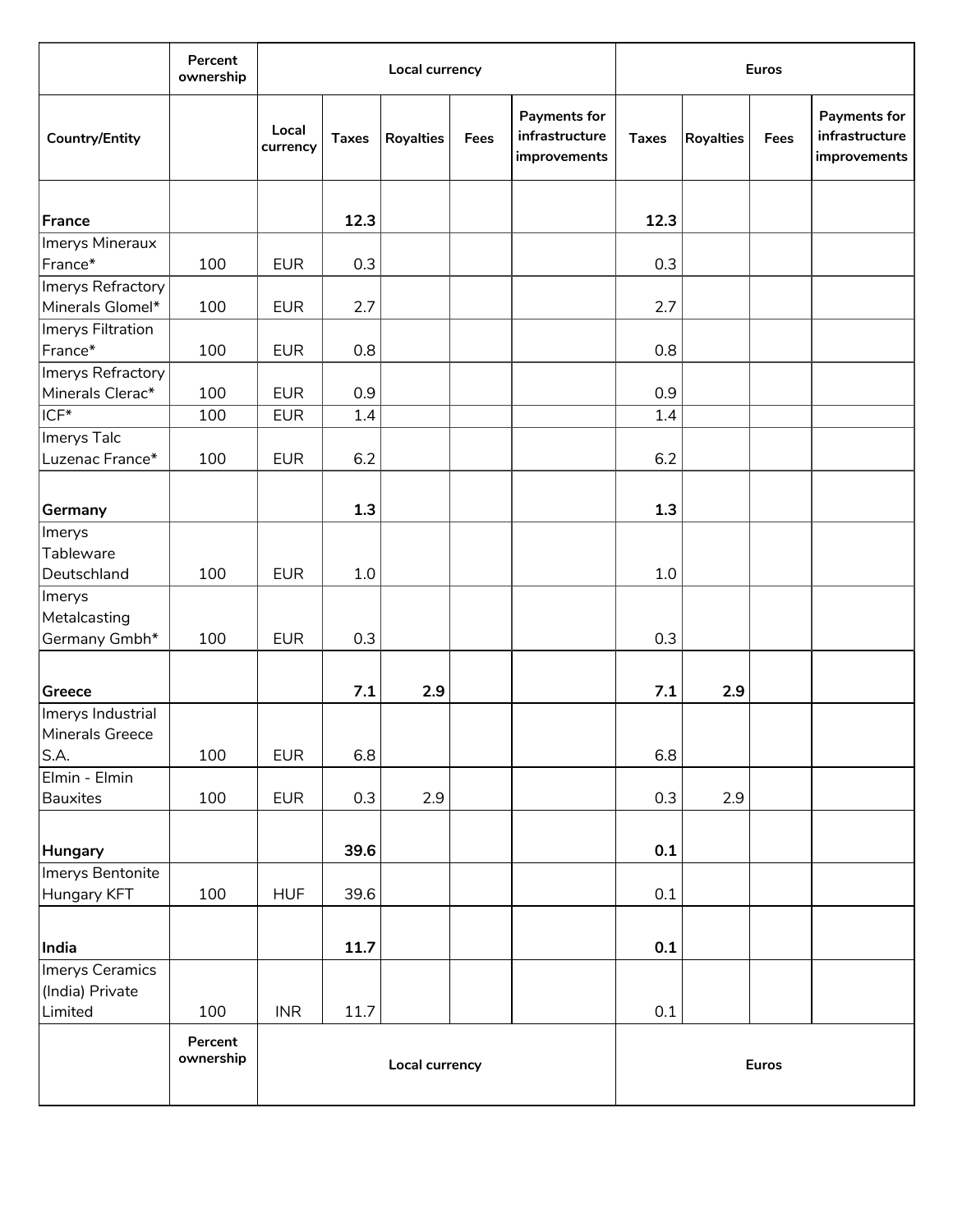| | Percent ownership | Local currency | | | | | Euros | | | |
|---|---|---|---|---|---|---|---|---|---|---|
| Country/Entity | | Local currency | Taxes | Royalties | Fees | Payments for infrastructure improvements | Taxes | Royalties | Fees | Payments for infrastructure improvements |
| **France** | | | **12.3** | | | | **12.3** | | | |
| Imerys Mineraux France* | 100 | EUR | 0.3 | | | | 0.3 | | | |
| Imerys Refractory Minerals Glomel* | 100 | EUR | 2.7 | | | | 2.7 | | | |
| Imerys Filtration France* | 100 | EUR | 0.8 | | | | 0.8 | | | |
| Imerys Refractory Minerals Clerac* | 100 | EUR | 0.9 | | | | 0.9 | | | |
| ICF* | 100 | EUR | 1.4 | | | | 1.4 | | | |
| Imerys Talc Luzenac France* | 100 | EUR | 6.2 | | | | 6.2 | | | |
| **Germany** | | | **1.3** | | | | **1.3** | | | |
| Imerys Tableware Deutschland | 100 | EUR | 1.0 | | | | 1.0 | | | |
| Imerys Metalcasting Germany Gmbh* | 100 | EUR | 0.3 | | | | 0.3 | | | |
| **Greece** | | | **7.1** | **2.9** | | | **7.1** | **2.9** | | |
| Imerys Industrial Minerals Greece S.A. | 100 | EUR | 6.8 | | | | 6.8 | | | |
| Elmin - Elmin Bauxites | 100 | EUR | 0.3 | 2.9 | | | 0.3 | 2.9 | | |
| **Hungary** | | | **39.6** | | | | **0.1** | | | |
| Imerys Bentonite Hungary KFT | 100 | HUF | 39.6 | | | | 0.1 | | | |
| **India** | | | **11.7** | | | | **0.1** | | | |
| Imerys Ceramics (India) Private Limited | 100 | INR | 11.7 | | | | 0.1 | | | |
| | Percent ownership | Local currency | | | | | Euros | | | |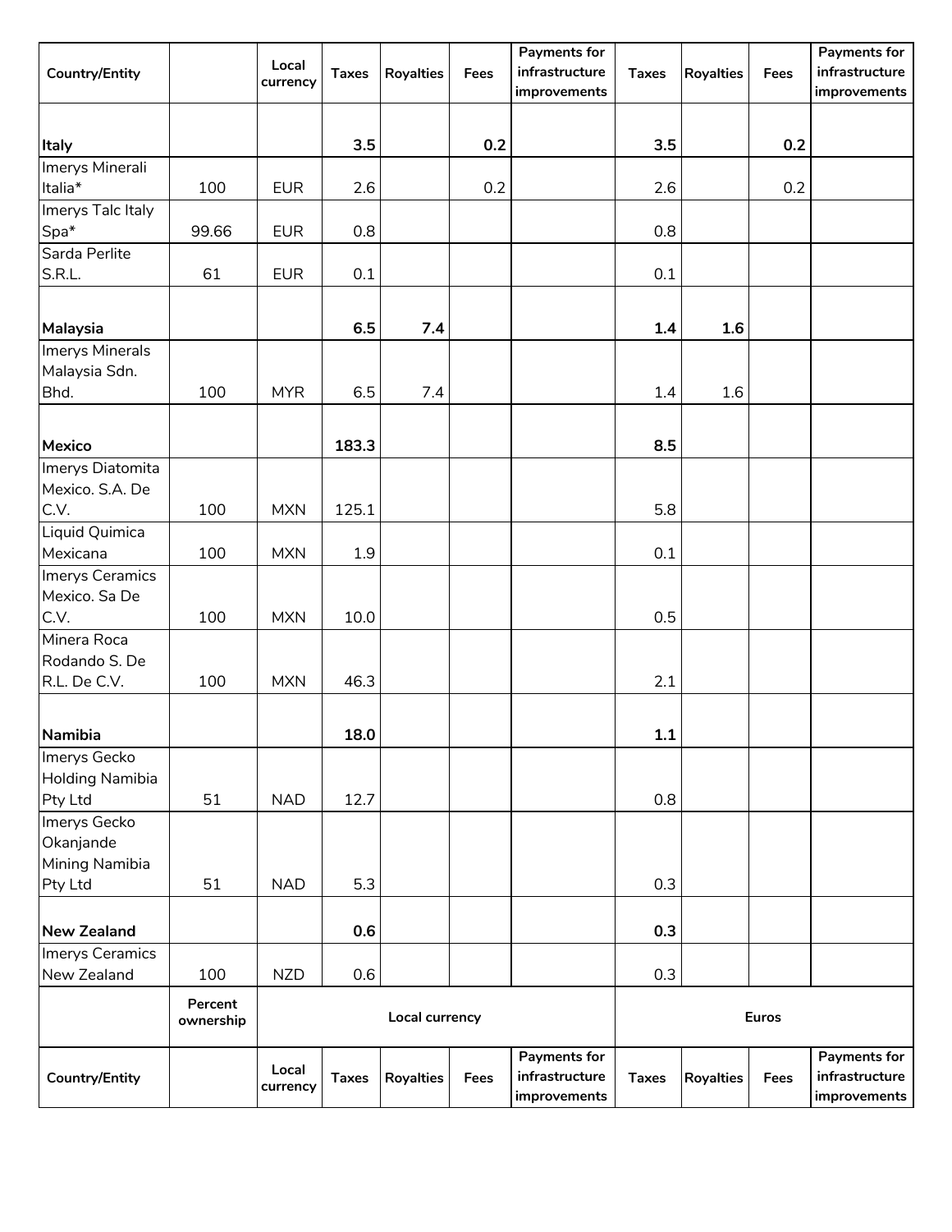| Country/Entity | | Local currency | Taxes | Royalties | Fees | Payments for infrastructure improvements | Taxes | Royalties | Fees | Payments for infrastructure improvements |
|---|---|---|---|---|---|---|---|---|---|---|
| **Italy** | | | **3.5** | | **0.2** | | **3.5** | | **0.2** | |
| Imerys Minerali Italia* | 100 | EUR | 2.6 | | 0.2 | | 2.6 | | 0.2 | |
| Imerys Talc Italy Spa* | 99.66 | EUR | 0.8 | | | | 0.8 | | | |
| Sarda Perlite S.R.L. | 61 | EUR | 0.1 | | | | 0.1 | | | |
| **Malaysia** | | | **6.5** | **7.4** | | | **1.4** | **1.6** | | |
| Imerys Minerals Malaysia Sdn. Bhd. | 100 | MYR | 6.5 | 7.4 | | | 1.4 | 1.6 | | |
| **Mexico** | | | **183.3** | | | | **8.5** | | | |
| Imerys Diatomita Mexico. S.A. De C.V. | 100 | MXN | 125.1 | | | | 5.8 | | | |
| Liquid Quimica Mexicana | 100 | MXN | 1.9 | | | | 0.1 | | | |
| Imerys Ceramics Mexico. Sa De C.V. | 100 | MXN | 10.0 | | | | 0.5 | | | |
| Minera Roca Rodando S. De R.L. De C.V. | 100 | MXN | 46.3 | | | | 2.1 | | | |
| **Namibia** | | | **18.0** | | | | **1.1** | | | |
| Imerys Gecko Holding Namibia Pty Ltd | 51 | NAD | 12.7 | | | | 0.8 | | | |
| Imerys Gecko Okanjande Mining Namibia Pty Ltd | 51 | NAD | 5.3 | | | | 0.3 | | | |
| **New Zealand** | | | **0.6** | | | | **0.3** | | | |
| Imerys Ceramics New Zealand | 100 | NZD | 0.6 | | | | 0.3 | | | |
| | **Percent ownership** | **Local currency** | | | | | **Euros** | | | |
| **Country/Entity** | | **Local currency** | **Taxes** | **Royalties** | **Fees** | **Payments for infrastructure improvements** | **Taxes** | **Royalties** | **Fees** | **Payments for infrastructure improvements** |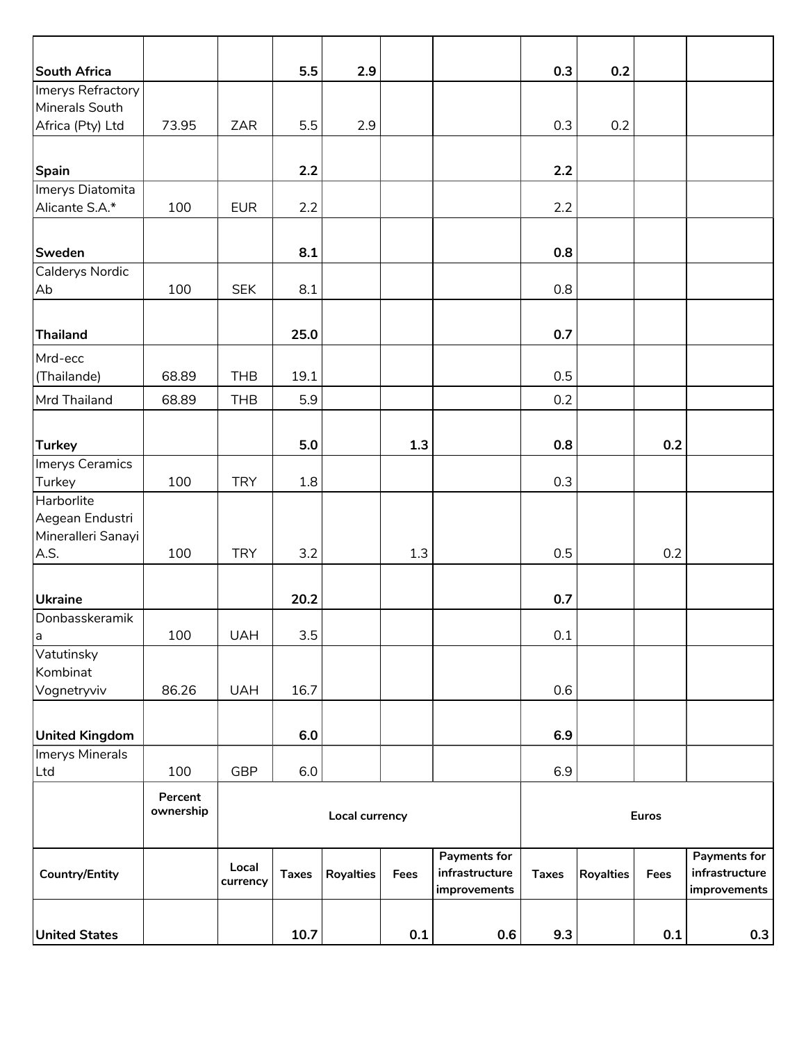| | | | | | | | | | | |
|---|---|---|---|---|---|---|---|---|---|---|
| **South Africa** | | | **5.5** | **2.9** | | | **0.3** | **0.2** | | |
| Imerys Refractory Minerals South Africa (Pty) Ltd | 73.95 | ZAR | 5.5 | 2.9 | | | 0.3 | 0.2 | | |
| **Spain** | | | **2.2** | | | | **2.2** | | | |
| Imerys Diatomita Alicante S.A.* | 100 | EUR | 2.2 | | | | 2.2 | | | |
| **Sweden** | | | **8.1** | | | | **0.8** | | | |
| Calderys Nordic Ab | 100 | SEK | 8.1 | | | | 0.8 | | | |
| **Thailand** | | | **25.0** | | | | **0.7** | | | |
| Mrd-ecc (Thailande) | 68.89 | THB | 19.1 | | | | 0.5 | | | |
| Mrd Thailand | 68.89 | THB | 5.9 | | | | 0.2 | | | |
| **Turkey** | | | **5.0** | | **1.3** | | **0.8** | | **0.2** | |
| Imerys Ceramics Turkey | 100 | TRY | 1.8 | | | | 0.3 | | | |
| Harborlite Aegean Endustri Mineralleri Sanayi A.S. | 100 | TRY | 3.2 | | 1.3 | | 0.5 | | 0.2 | |
| **Ukraine** | | | **20.2** | | | | **0.7** | | | |
| Donbasskeramika | 100 | UAH | 3.5 | | | | 0.1 | | | |
| Vatutinsky Kombinat Vognetryviv | 86.26 | UAH | 16.7 | | | | 0.6 | | | |
| **United Kingdom** | | | **6.0** | | | | **6.9** | | | |
| Imerys Minerals Ltd | 100 | GBP | 6.0 | | | | 6.9 | | | |
| | **Percent ownership** | **Local currency** | | | | | **Euros** | | | |
| **Country/Entity** | | **Local currency** | **Taxes** | **Royalties** | **Fees** | **Payments for infrastructure improvements** | **Taxes** | **Royalties** | **Fees** | **Payments for infrastructure improvements** |
| **United States** | | | **10.7** | | **0.1** | **0.6** | **9.3** | | **0.1** | **0.3** |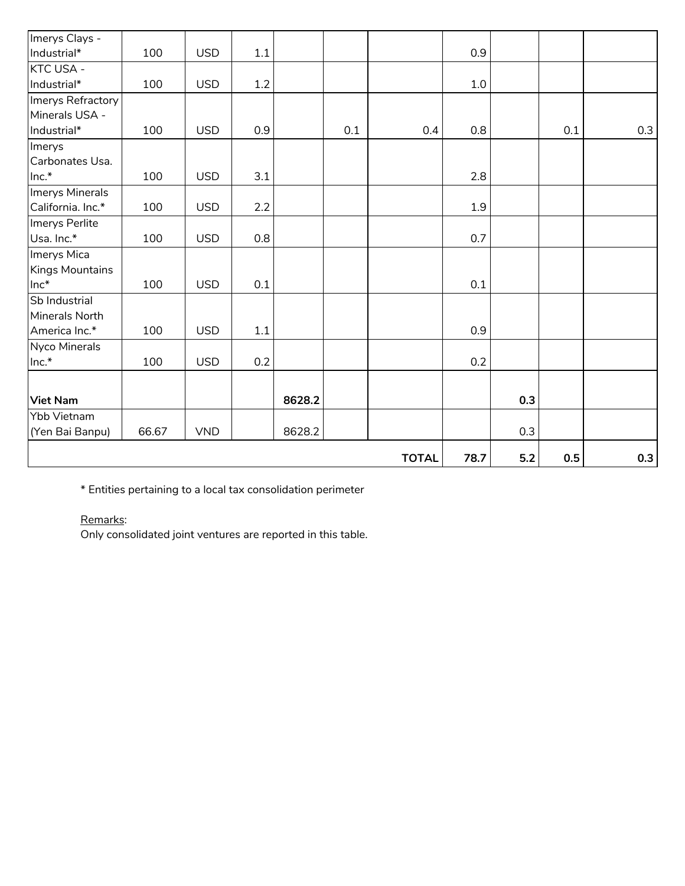| | | | | | | | | | | |
|---|---|---|---|---|---|---|---|---|---|---|
| Imerys Clays - Industrial* | 100 | USD | 1.1 | | | | 0.9 | | | |
| KTC USA - Industrial* | 100 | USD | 1.2 | | | | 1.0 | | | |
| Imerys Refractory Minerals USA - Industrial* | 100 | USD | 0.9 | | 0.1 | 0.4 | 0.8 | | 0.1 | 0.3 |
| Imerys Carbonates Usa. Inc.* | 100 | USD | 3.1 | | | | 2.8 | | | |
| Imerys Minerals California. Inc.* | 100 | USD | 2.2 | | | | 1.9 | | | |
| Imerys Perlite Usa. Inc.* | 100 | USD | 0.8 | | | | 0.7 | | | |
| Imerys Mica Kings Mountains Inc* | 100 | USD | 0.1 | | | | 0.1 | | | |
| Sb Industrial Minerals North America Inc.* | 100 | USD | 1.1 | | | | 0.9 | | | |
| Nyco Minerals Inc.* | 100 | USD | 0.2 | | | | 0.2 | | | |
| **Viet Nam** | | | | **8628.2** | | | | **0.3** | | |
| Ybb Vietnam (Yen Bai Banpu) | 66.67 | VND | | 8628.2 | | | | 0.3 | | |
| | | | | | | **TOTAL** | **78.7** | **5.2** | **0.5** | **0.3** |

* Entities pertaining to a local tax consolidation perimeter

Remarks:
Only consolidated joint ventures are reported in this table.